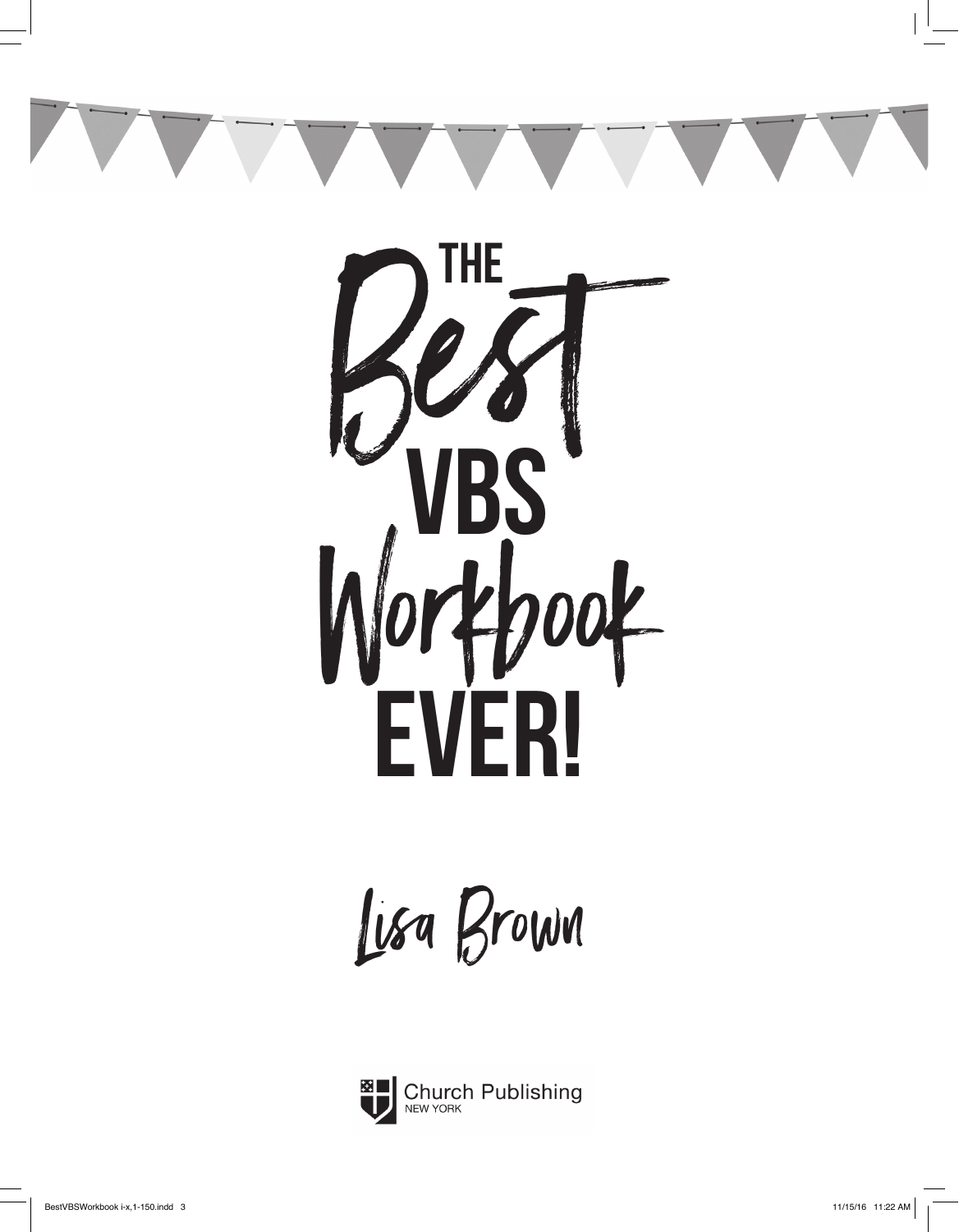# The Best VBS Workbook Ever!

Lisa Brown

Church Publishing
NEW YORK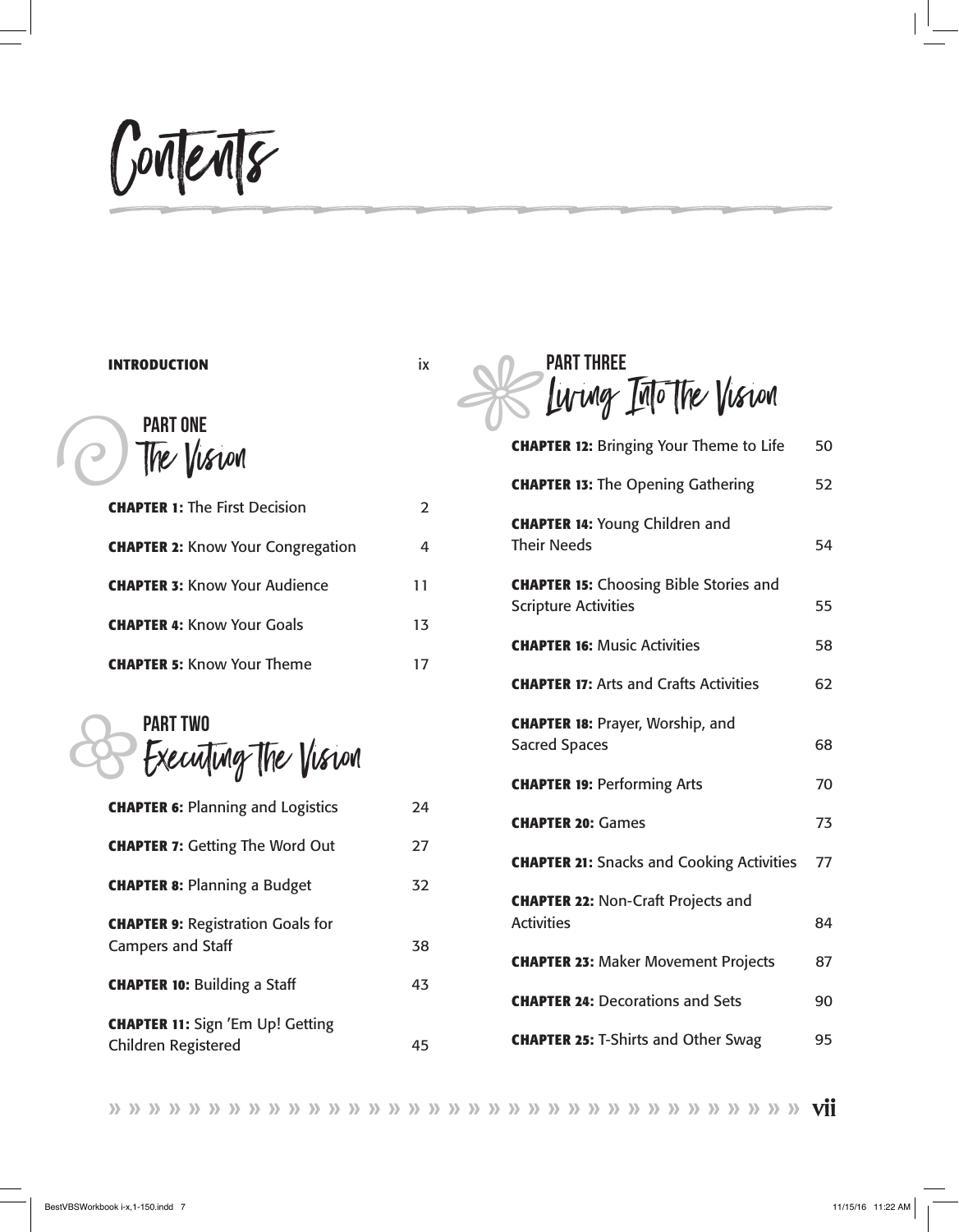# Contents

**INTRODUCTION** ix

## PART ONE
## The Vision

**CHAPTER 1:** The First Decision 2

**CHAPTER 2:** Know Your Congregation 4

**CHAPTER 3:** Know Your Audience 11

**CHAPTER 4:** Know Your Goals 13

**CHAPTER 5:** Know Your Theme 17

## PART TWO
## Executing The Vision

**CHAPTER 6:** Planning and Logistics 24

**CHAPTER 7:** Getting The Word Out 27

**CHAPTER 8:** Planning a Budget 32

**CHAPTER 9:** Registration Goals for Campers and Staff 38

**CHAPTER 10:** Building a Staff 43

**CHAPTER 11:** Sign 'Em Up! Getting Children Registered 45

## PART THREE
## Living Into The Vision

**CHAPTER 12:** Bringing Your Theme to Life 50

**CHAPTER 13:** The Opening Gathering 52

**CHAPTER 14:** Young Children and Their Needs 54

**CHAPTER 15:** Choosing Bible Stories and Scripture Activities 55

**CHAPTER 16:** Music Activities 58

**CHAPTER 17:** Arts and Crafts Activities 62

**CHAPTER 18:** Prayer, Worship, and Sacred Spaces 68

**CHAPTER 19:** Performing Arts 70

**CHAPTER 20:** Games 73

**CHAPTER 21:** Snacks and Cooking Activities 77

**CHAPTER 22:** Non-Craft Projects and Activities 84

**CHAPTER 23:** Maker Movement Projects 87

**CHAPTER 24:** Decorations and Sets 90

**CHAPTER 25:** T-Shirts and Other Swag 95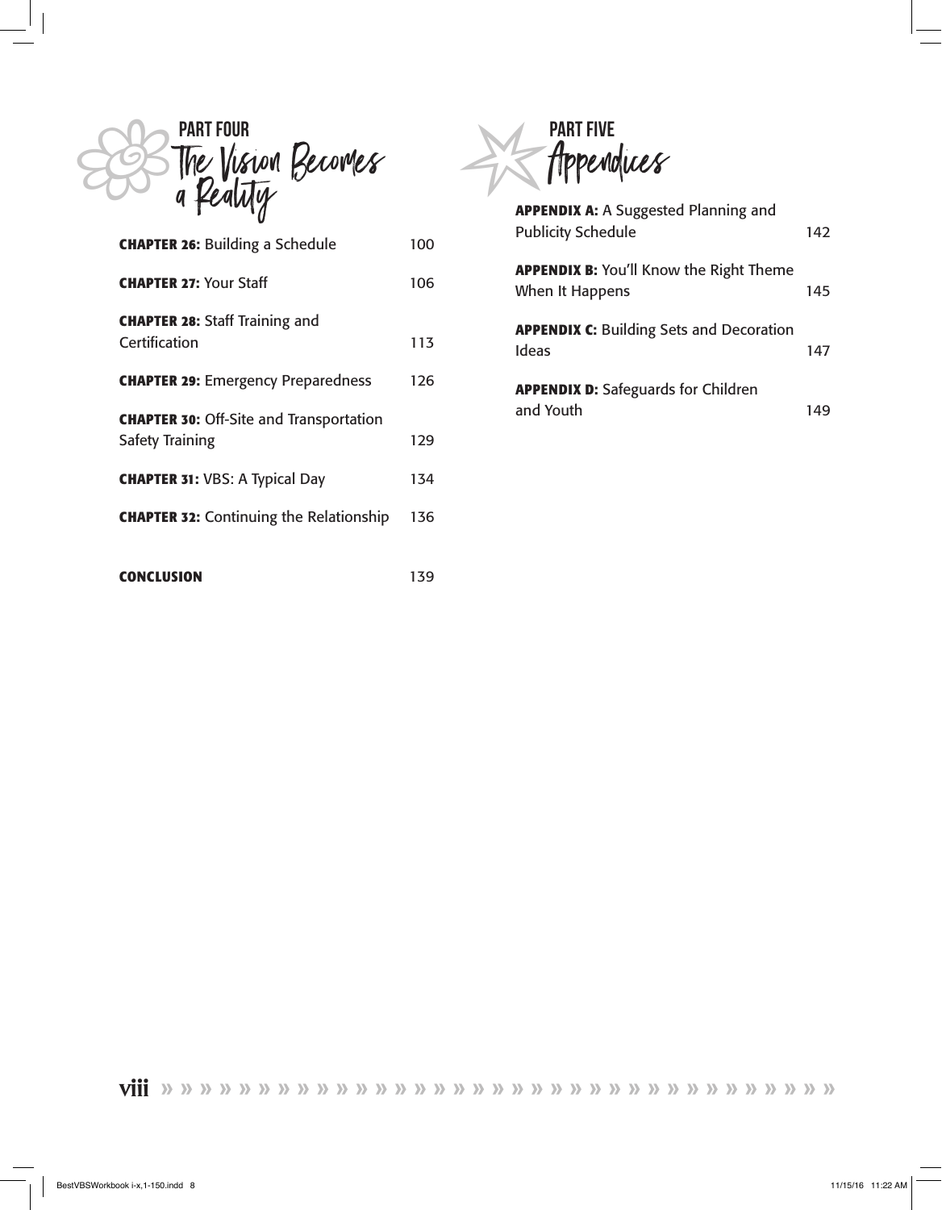## PART FOUR
# The Vision Becomes a Reality

| | |
|---|---|
| **CHAPTER 26:** Building a Schedule | 100 |
| **CHAPTER 27:** Your Staff | 106 |
| **CHAPTER 28:** Staff Training and Certification | 113 |
| **CHAPTER 29:** Emergency Preparedness | 126 |
| **CHAPTER 30:** Off-Site and Transportation Safety Training | 129 |
| **CHAPTER 31:** VBS: A Typical Day | 134 |
| **CHAPTER 32:** Continuing the Relationship | 136 |
| **CONCLUSION** | 139 |

## PART FIVE
# Appendices

| | |
|---|---|
| **APPENDIX A:** A Suggested Planning and Publicity Schedule | 142 |
| **APPENDIX B:** You'll Know the Right Theme When It Happens | 145 |
| **APPENDIX C:** Building Sets and Decoration Ideas | 147 |
| **APPENDIX D:** Safeguards for Children and Youth | 149 |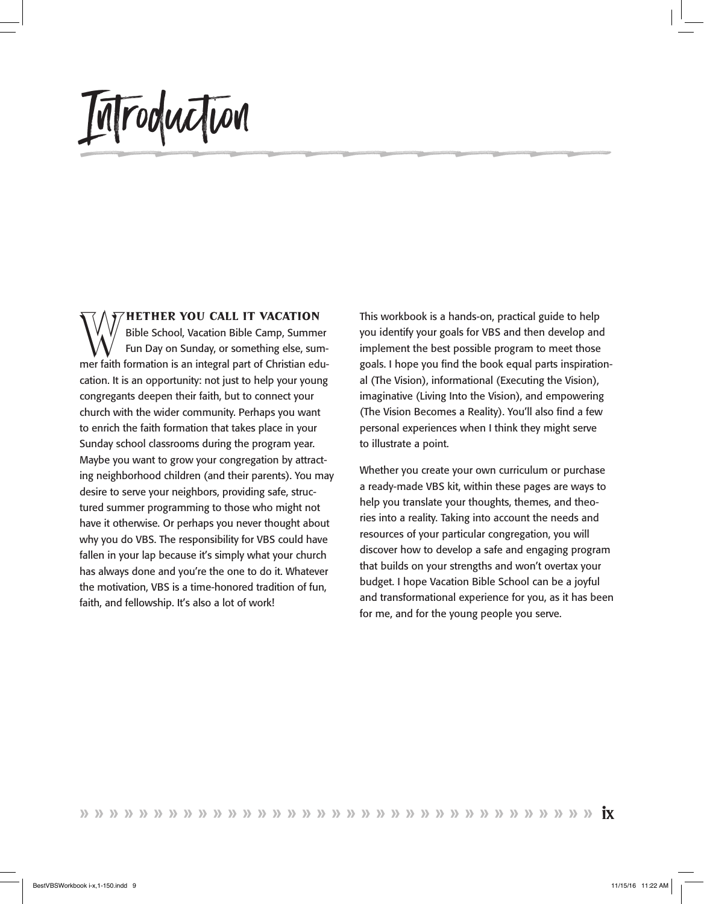# Introduction

**Whether you call it Vacation** Bible School, Vacation Bible Camp, Summer Fun Day on Sunday, or something else, summer faith formation is an integral part of Christian education. It is an opportunity: not just to help your young congregants deepen their faith, but to connect your church with the wider community. Perhaps you want to enrich the faith formation that takes place in your Sunday school classrooms during the program year. Maybe you want to grow your congregation by attracting neighborhood children (and their parents). You may desire to serve your neighbors, providing safe, structured summer programming to those who might not have it otherwise. Or perhaps you never thought about why you do VBS. The responsibility for VBS could have fallen in your lap because it's simply what your church has always done and you're the one to do it. Whatever the motivation, VBS is a time-honored tradition of fun, faith, and fellowship. It's also a lot of work!

This workbook is a hands-on, practical guide to help you identify your goals for VBS and then develop and implement the best possible program to meet those goals. I hope you find the book equal parts inspirational (The Vision), informational (Executing the Vision), imaginative (Living Into the Vision), and empowering (The Vision Becomes a Reality). You'll also find a few personal experiences when I think they might serve to illustrate a point.

Whether you create your own curriculum or purchase a ready-made VBS kit, within these pages are ways to help you translate your thoughts, themes, and theories into a reality. Taking into account the needs and resources of your particular congregation, you will discover how to develop a safe and engaging program that builds on your strengths and won't overtax your budget. I hope Vacation Bible School can be a joyful and transformational experience for you, as it has been for me, and for the young people you serve.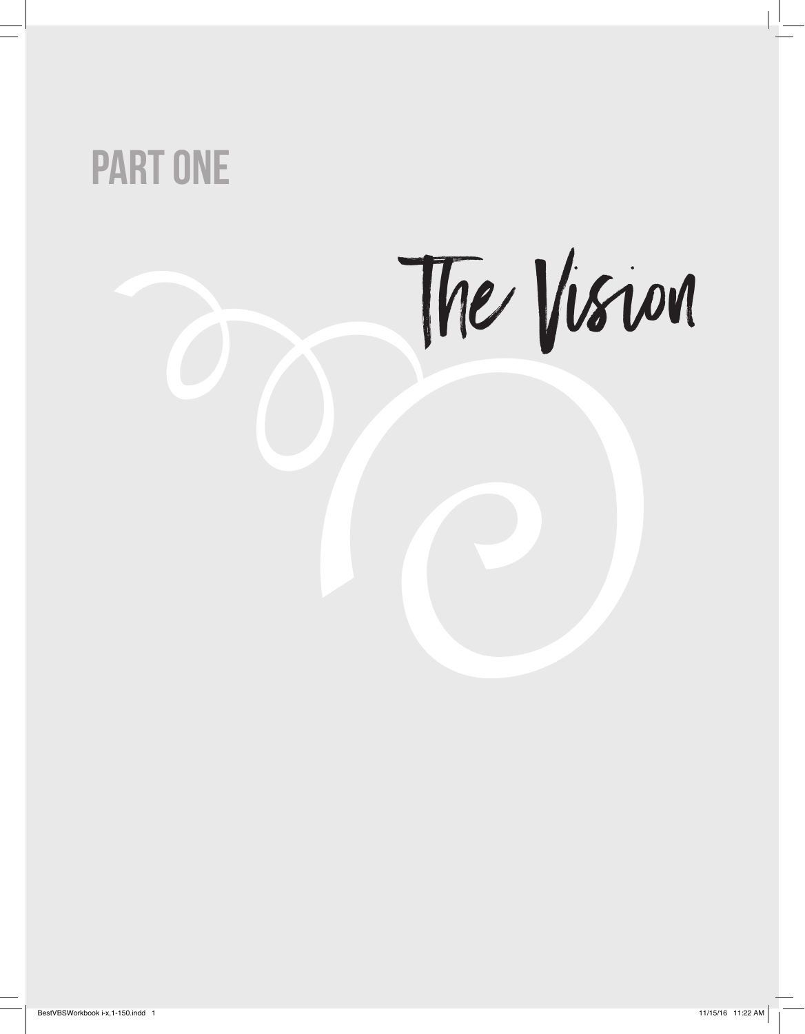# PART ONE

# The Vision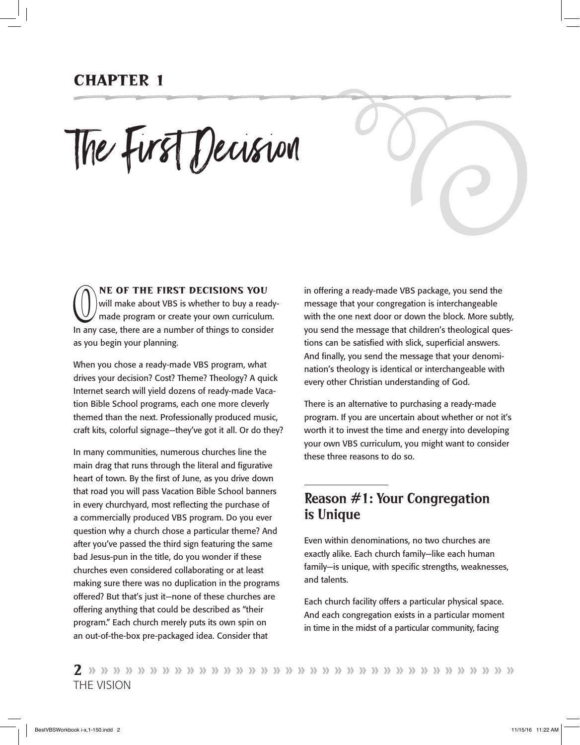CHAPTER 1

# The First Decision

**ONE OF THE FIRST DECISIONS YOU** will make about VBS is whether to buy a ready-made program or create your own curriculum. In any case, there are a number of things to consider as you begin your planning.

When you chose a ready-made VBS program, what drives your decision? Cost? Theme? Theology? A quick Internet search will yield dozens of ready-made Vacation Bible School programs, each one more cleverly themed than the next. Professionally produced music, craft kits, colorful signage—they've got it all. Or do they?

In many communities, numerous churches line the main drag that runs through the literal and figurative heart of town. By the first of June, as you drive down that road you will pass Vacation Bible School banners in every churchyard, most reflecting the purchase of a commercially produced VBS program. Do you ever question why a church chose a particular theme? And after you've passed the third sign featuring the same bad Jesus-pun in the title, do you wonder if these churches even considered collaborating or at least making sure there was no duplication in the programs offered? But that's just it—none of these churches are offering anything that could be described as "their program." Each church merely puts its own spin on an out-of-the-box pre-packaged idea. Consider that in offering a ready-made VBS package, you send the message that your congregation is interchangeable with the one next door or down the block. More subtly, you send the message that children's theological questions can be satisfied with slick, superficial answers. And finally, you send the message that your denomination's theology is identical or interchangeable with every other Christian understanding of God.

There is an alternative to purchasing a ready-made program. If you are uncertain about whether or not it's worth it to invest the time and energy into developing your own VBS curriculum, you might want to consider these three reasons to do so.

## Reason #1: Your Congregation is Unique

Even within denominations, no two churches are exactly alike. Each church family—like each human family—is unique, with specific strengths, weaknesses, and talents.

Each church facility offers a particular physical space. And each congregation exists in a particular moment in time in the midst of a particular community, facing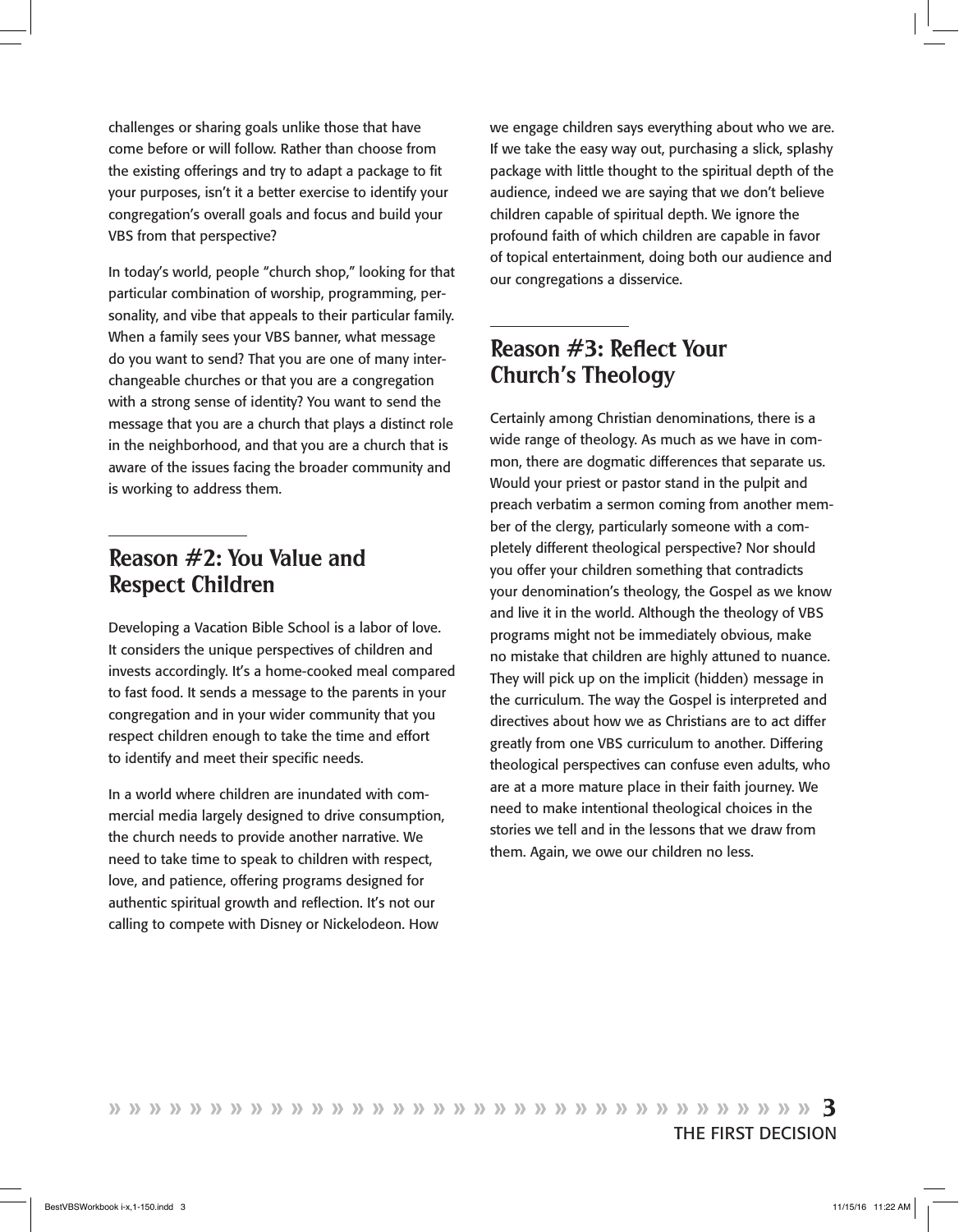challenges or sharing goals unlike those that have come before or will follow. Rather than choose from the existing offerings and try to adapt a package to fit your purposes, isn't it a better exercise to identify your congregation's overall goals and focus and build your VBS from that perspective?

In today's world, people "church shop," looking for that particular combination of worship, programming, personality, and vibe that appeals to their particular family. When a family sees your VBS banner, what message do you want to send? That you are one of many interchangeable churches or that you are a congregation with a strong sense of identity? You want to send the message that you are a church that plays a distinct role in the neighborhood, and that you are a church that is aware of the issues facing the broader community and is working to address them.

## Reason #2: You Value and Respect Children

Developing a Vacation Bible School is a labor of love. It considers the unique perspectives of children and invests accordingly. It's a home-cooked meal compared to fast food. It sends a message to the parents in your congregation and in your wider community that you respect children enough to take the time and effort to identify and meet their specific needs.

In a world where children are inundated with commercial media largely designed to drive consumption, the church needs to provide another narrative. We need to take time to speak to children with respect, love, and patience, offering programs designed for authentic spiritual growth and reflection. It's not our calling to compete with Disney or Nickelodeon. How we engage children says everything about who we are. If we take the easy way out, purchasing a slick, splashy package with little thought to the spiritual depth of the audience, indeed we are saying that we don't believe children capable of spiritual depth. We ignore the profound faith of which children are capable in favor of topical entertainment, doing both our audience and our congregations a disservice.

## Reason #3: Reflect Your Church's Theology

Certainly among Christian denominations, there is a wide range of theology. As much as we have in common, there are dogmatic differences that separate us. Would your priest or pastor stand in the pulpit and preach verbatim a sermon coming from another member of the clergy, particularly someone with a completely different theological perspective? Nor should you offer your children something that contradicts your denomination's theology, the Gospel as we know and live it in the world. Although the theology of VBS programs might not be immediately obvious, make no mistake that children are highly attuned to nuance. They will pick up on the implicit (hidden) message in the curriculum. The way the Gospel is interpreted and directives about how we as Christians are to act differ greatly from one VBS curriculum to another. Differing theological perspectives can confuse even adults, who are at a more mature place in their faith journey. We need to make intentional theological choices in the stories we tell and in the lessons that we draw from them. Again, we owe our children no less.